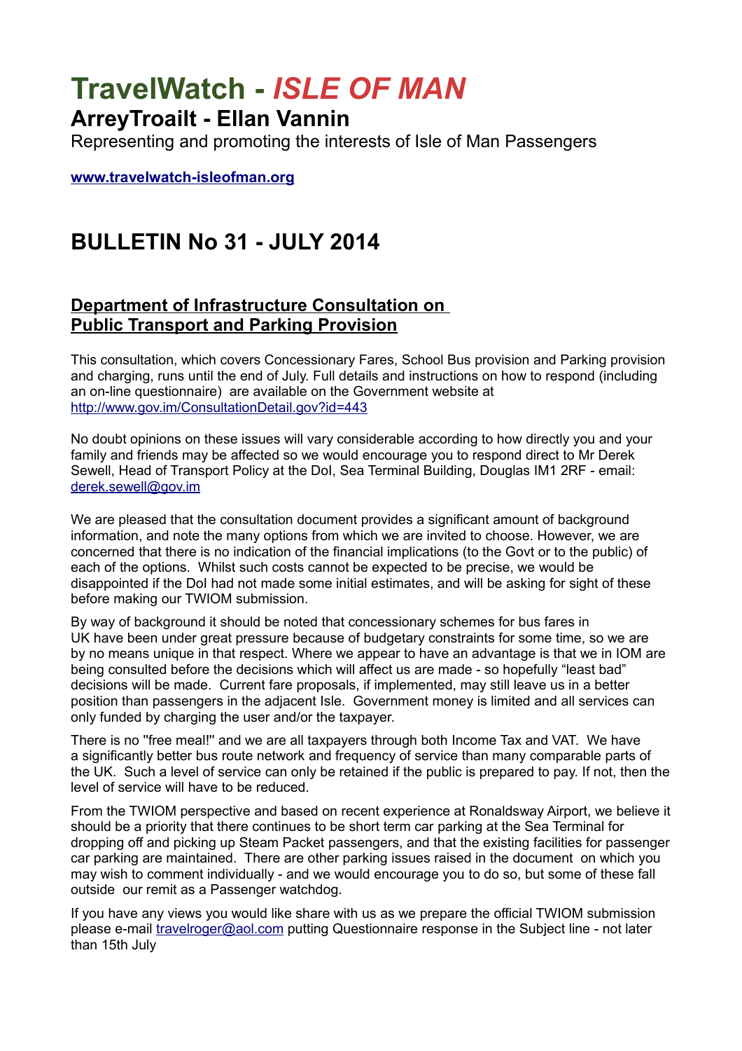# TravelWatch - *ISLE OF MAN*

## ArreyTroailt - Ellan Vannin

Representing and promoting the interests of Isle of Man Passengers

**[www.travelwatch-isleofman.org](http://www.travelwatch-isleofman.org)**

## BULLETIN No 31 - JULY 2014

### Department of Infrastructure Consultation on Public Transport and Parking Provision

This consultation, which covers Concessionary Fares, School Bus provision and Parking provision and charging, runs until the end of July. Full details and instructions on how to respond (including an on-line questionnaire) are available on the Government website at http://www.gov.im/ConsultationDetail.gov?id=443

No doubt opinions on these issues will vary considerable according to how directly you and your family and friends may be affected so we would encourage you to respond direct to Mr Derek Sewell, Head of Transport Policy at the DoI, Sea Terminal Building, Douglas IM1 2RF - email: derek.sewell@gov.im

We are pleased that the consultation document provides a significant amount of background information, and note the many options from which we are invited to choose. However, we are concerned that there is no indication of the financial implications (to the Govt or to the public) of each of the options. Whilst such costs cannot be expected to be precise, we would be disappointed if the DoI had not made some initial estimates, and will be asking for sight of these before making our TWIOM submission.

By way of background it should be noted that concessionary schemes for bus fares in UK have been under great pressure because of budgetary constraints for some time, so we are by no means unique in that respect. Where we appear to have an advantage is that we in IOM are being consulted before the decisions which will affect us are made - so hopefully "least bad" decisions will be made. Current fare proposals, if implemented, may still leave us in a better position than passengers in the adjacent Isle. Government money is limited and all services can only funded by charging the user and/or the taxpayer.

There is no "free meal!" and we are all taxpayers through both Income Tax and VAT. We have a significantly better bus route network and frequency of service than many comparable parts of the UK. Such a level of service can only be retained if the public is prepared to pay. If not, then the level of service will have to be reduced.

From the TWIOM perspective and based on recent experience at Ronaldsway Airport, we believe it should be a priority that there continues to be short term car parking at the Sea Terminal for dropping off and picking up Steam Packet passengers, and that the existing facilities for passenger car parking are maintained. There are other parking issues raised in the document on which you may wish to comment individually - and we would encourage you to do so, but some of these fall outside our remit as a Passenger watchdog.

If you have any views you would like share with us as we prepare the official TWIOM submission please e-mail travelroger@aol.com putting Questionnaire response in the Subject line - not later than 15th July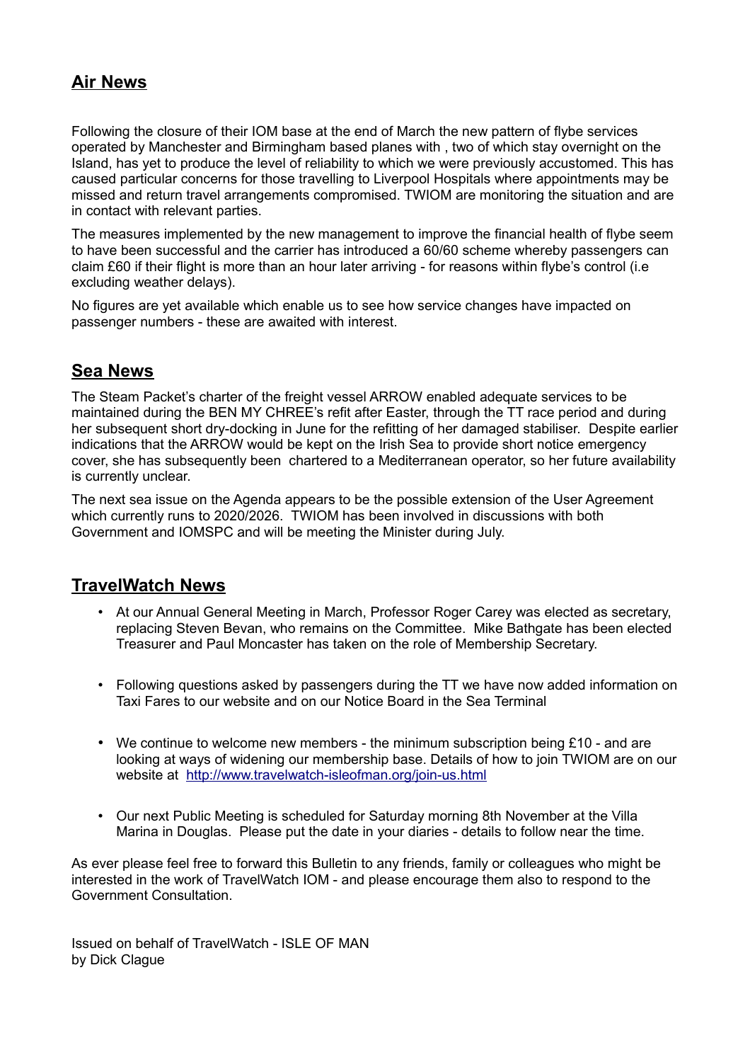## Air News

Following the closure of their IOM base at the end of March the new pattern of flybe services operated by Manchester and Birmingham based planes with , two of which stay overnight on the Island, has yet to produce the level of reliability to which we were previously accustomed. This has caused particular concerns for those travelling to Liverpool Hospitals where appointments may be missed and return travel arrangements compromised. TWIOM are monitoring the situation and are in contact with relevant parties.

The measures implemented by the new management to improve the financial health of flybe seem to have been successful and the carrier has introduced a 60/60 scheme whereby passengers can claim £60 if their flight is more than an hour later arriving - for reasons within flybe's control (i.e excluding weather delays).

No figures are yet available which enable us to see how service changes have impacted on passenger numbers - these are awaited with interest.

## Sea News

The Steam Packet's charter of the freight vessel ARROW enabled adequate services to be maintained during the BEN MY CHREE's refit after Easter, through the TT race period and during her subsequent short dry-docking in June for the refitting of her damaged stabiliser. Despite earlier indications that the ARROW would be kept on the Irish Sea to provide short notice emergency cover, she has subsequently been chartered to a Mediterranean operator, so her future availability is currently unclear.

The next sea issue on the Agenda appears to be the possible extension of the User Agreement which currently runs to 2020/2026. TWIOM has been involved in discussions with both Government and IOMSPC and will be meeting the Minister during July.

## TravelWatch News

- At our Annual General Meeting in March, Professor Roger Carey was elected as secretary, replacing Steven Bevan, who remains on the Committee. Mike Bathgate has been elected Treasurer and Paul Moncaster has taken on the role of Membership Secretary.
- Following questions asked by passengers during the TT we have now added information on Taxi Fares to our website and on our Notice Board in the Sea Terminal
- We continue to welcome new members - the minimum subscription being £10 - and are looking at ways of widening our membership base. Details of how to join TWIOM are on our website at http://www.travelwatch-isleofman.org/join-us.html
- Our next Public Meeting is scheduled for Saturday morning 8th November at the Villa Marina in Douglas. Please put the date in your diaries - details to follow near the time.

As ever please feel free to forward this Bulletin to any friends, family or colleagues who might be interested in the work of TravelWatch IOM - and please encourage them also to respond to the Government Consultation.

Issued on behalf of TravelWatch - ISLE OF MAN
by Dick Clague